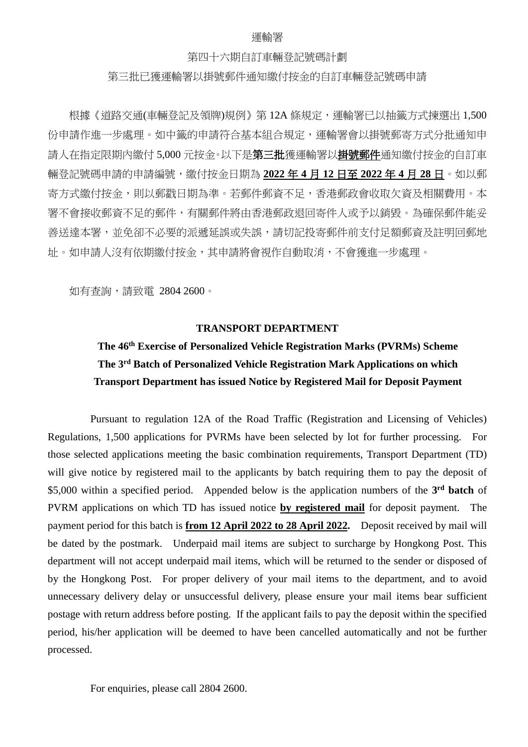運輸署

第四十六期自訂車輛登記號碼計劃

第三批已獲運輸署以掛號郵件通知繳付按金的自訂車輛登記號碼申請

根據《道路交通(車輛登記及領牌)規例》第 12A 條規定，運輸署已以抽籤方式揀選出 1,500 份申請作進一步處理。如中籤的申請符合基本組合規定，運輸署會以掛號郵寄方式分批通知申請人在指定限期內繳付 5,000 元按金。以下是**第三批**獲運輸署以**<u>掛號郵件</u>**通知繳付按金的自訂車輛登記號碼申請的申請編號，繳付按金日期為 **<u>2022 年 4 月 12 日至 2022 年 4 月 28 日</u>**。如以郵寄方式繳付按金，則以郵戳日期為準。若郵件郵資不足，香港郵政會收取欠資及相關費用。本署不會接收郵資不足的郵件，有關郵件將由香港郵政退回寄件人或予以銷毀。為確保郵件能妥善送達本署，並免卻不必要的派遞延誤或失誤，請切記投寄郵件前支付足額郵資及註明回郵地址。如申請人沒有依期繳付按金，其申請將會視作自動取消，不會獲進一步處理。

如有查詢，請致電 2804 2600。

**TRANSPORT DEPARTMENT**

**The 46th Exercise of Personalized Vehicle Registration Marks (PVRMs) Scheme**
**The 3rd Batch of Personalized Vehicle Registration Mark Applications on which Transport Department has issued Notice by Registered Mail for Deposit Payment**

Pursuant to regulation 12A of the Road Traffic (Registration and Licensing of Vehicles) Regulations, 1,500 applications for PVRMs have been selected by lot for further processing. For those selected applications meeting the basic combination requirements, Transport Department (TD) will give notice by registered mail to the applicants by batch requiring them to pay the deposit of $5,000 within a specified period. Appended below is the application numbers of the **3rd batch** of PVRM applications on which TD has issued notice **<u>by registered mail</u>** for deposit payment. The payment period for this batch is **<u>from 12 April 2022 to 28 April 2022</u>.** Deposit received by mail will be dated by the postmark. Underpaid mail items are subject to surcharge by Hongkong Post. This department will not accept underpaid mail items, which will be returned to the sender or disposed of by the Hongkong Post. For proper delivery of your mail items to the department, and to avoid unnecessary delivery delay or unsuccessful delivery, please ensure your mail items bear sufficient postage with return address before posting. If the applicant fails to pay the deposit within the specified period, his/her application will be deemed to have been cancelled automatically and not be further processed.

For enquiries, please call 2804 2600.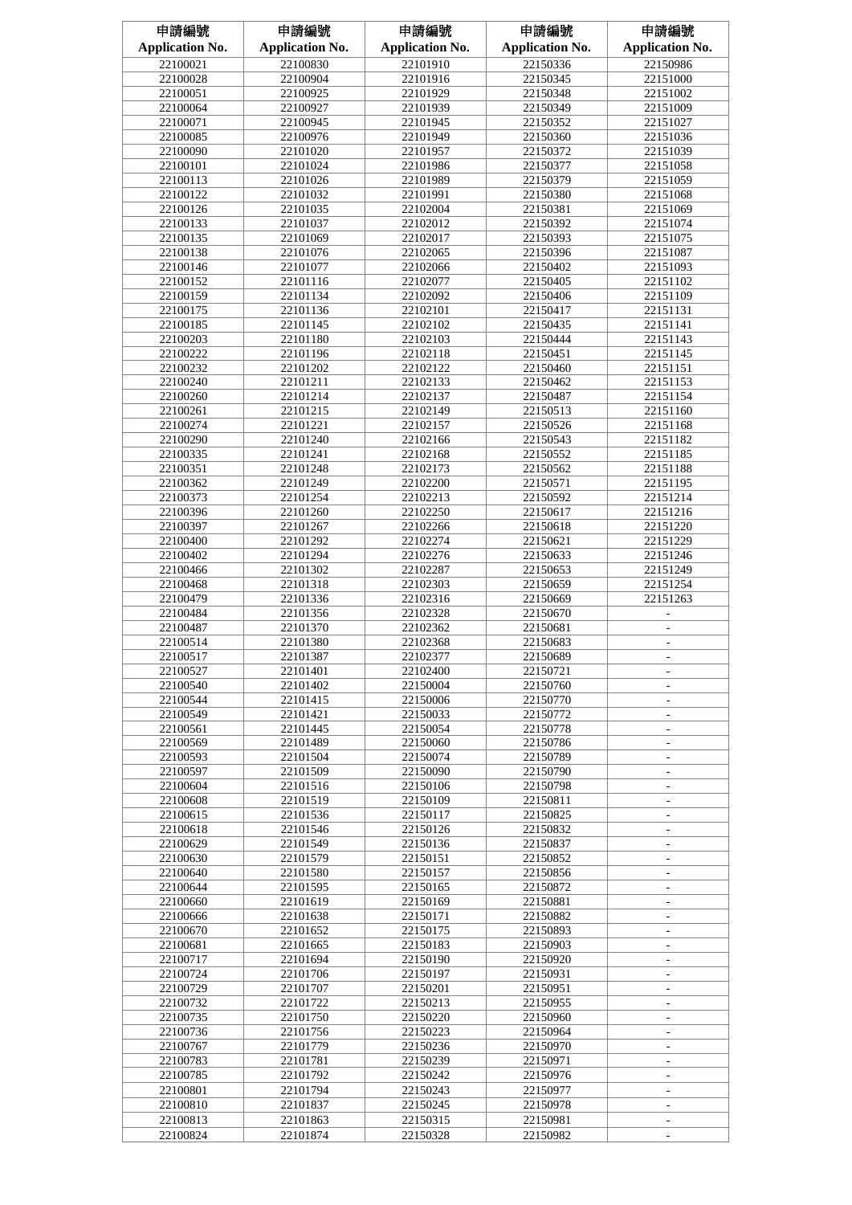| 申請編號 Application No. | 申請編號 Application No. | 申請編號 Application No. | 申請編號 Application No. | 申請編號 Application No. |
|---|---|---|---|---|
| 22100021 | 22100830 | 22101910 | 22150336 | 22150986 |
| 22100028 | 22100904 | 22101916 | 22150345 | 22151000 |
| 22100051 | 22100925 | 22101929 | 22150348 | 22151002 |
| 22100064 | 22100927 | 22101939 | 22150349 | 22151009 |
| 22100071 | 22100945 | 22101945 | 22150352 | 22151027 |
| 22100085 | 22100976 | 22101949 | 22150360 | 22151036 |
| 22100090 | 22101020 | 22101957 | 22150372 | 22151039 |
| 22100101 | 22101024 | 22101986 | 22150377 | 22151058 |
| 22100113 | 22101026 | 22101989 | 22150379 | 22151059 |
| 22100122 | 22101032 | 22101991 | 22150380 | 22151068 |
| 22100126 | 22101035 | 22102004 | 22150381 | 22151069 |
| 22100133 | 22101037 | 22102012 | 22150392 | 22151074 |
| 22100135 | 22101069 | 22102017 | 22150393 | 22151075 |
| 22100138 | 22101076 | 22102065 | 22150396 | 22151087 |
| 22100146 | 22101077 | 22102066 | 22150402 | 22151093 |
| 22100152 | 22101116 | 22102077 | 22150405 | 22151102 |
| 22100159 | 22101134 | 22102092 | 22150406 | 22151109 |
| 22100175 | 22101136 | 22102101 | 22150417 | 22151131 |
| 22100185 | 22101145 | 22102102 | 22150435 | 22151141 |
| 22100203 | 22101180 | 22102103 | 22150444 | 22151143 |
| 22100222 | 22101196 | 22102118 | 22150451 | 22151145 |
| 22100232 | 22101202 | 22102122 | 22150460 | 22151151 |
| 22100240 | 22101211 | 22102133 | 22150462 | 22151153 |
| 22100260 | 22101214 | 22102137 | 22150487 | 22151154 |
| 22100261 | 22101215 | 22102149 | 22150513 | 22151160 |
| 22100274 | 22101221 | 22102157 | 22150526 | 22151168 |
| 22100290 | 22101240 | 22102166 | 22150543 | 22151182 |
| 22100335 | 22101241 | 22102168 | 22150552 | 22151185 |
| 22100351 | 22101248 | 22102173 | 22150562 | 22151188 |
| 22100362 | 22101249 | 22102200 | 22150571 | 22151195 |
| 22100373 | 22101254 | 22102213 | 22150592 | 22151214 |
| 22100396 | 22101260 | 22102250 | 22150617 | 22151216 |
| 22100397 | 22101267 | 22102266 | 22150618 | 22151220 |
| 22100400 | 22101292 | 22102274 | 22150621 | 22151229 |
| 22100402 | 22101294 | 22102276 | 22150633 | 22151246 |
| 22100466 | 22101302 | 22102287 | 22150653 | 22151249 |
| 22100468 | 22101318 | 22102303 | 22150659 | 22151254 |
| 22100479 | 22101336 | 22102316 | 22150669 | 22151263 |
| 22100484 | 22101356 | 22102328 | 22150670 | - |
| 22100487 | 22101370 | 22102362 | 22150681 | - |
| 22100514 | 22101380 | 22102368 | 22150683 | - |
| 22100517 | 22101387 | 22102377 | 22150689 | - |
| 22100527 | 22101401 | 22102400 | 22150721 | - |
| 22100540 | 22101402 | 22150004 | 22150760 | - |
| 22100544 | 22101415 | 22150006 | 22150770 | - |
| 22100549 | 22101421 | 22150033 | 22150772 | - |
| 22100561 | 22101445 | 22150054 | 22150778 | - |
| 22100569 | 22101489 | 22150060 | 22150786 | - |
| 22100593 | 22101504 | 22150074 | 22150789 | - |
| 22100597 | 22101509 | 22150090 | 22150790 | - |
| 22100604 | 22101516 | 22150106 | 22150798 | - |
| 22100608 | 22101519 | 22150109 | 22150811 | - |
| 22100615 | 22101536 | 22150117 | 22150825 | - |
| 22100618 | 22101546 | 22150126 | 22150832 | - |
| 22100629 | 22101549 | 22150136 | 22150837 | - |
| 22100630 | 22101579 | 22150151 | 22150852 | - |
| 22100640 | 22101580 | 22150157 | 22150856 | - |
| 22100644 | 22101595 | 22150165 | 22150872 | - |
| 22100660 | 22101619 | 22150169 | 22150881 | - |
| 22100666 | 22101638 | 22150171 | 22150882 | - |
| 22100670 | 22101652 | 22150175 | 22150893 | - |
| 22100681 | 22101665 | 22150183 | 22150903 | - |
| 22100717 | 22101694 | 22150190 | 22150920 | - |
| 22100724 | 22101706 | 22150197 | 22150931 | - |
| 22100729 | 22101707 | 22150201 | 22150951 | - |
| 22100732 | 22101722 | 22150213 | 22150955 | - |
| 22100735 | 22101750 | 22150220 | 22150960 | - |
| 22100736 | 22101756 | 22150223 | 22150964 | - |
| 22100767 | 22101779 | 22150236 | 22150970 | - |
| 22100783 | 22101781 | 22150239 | 22150971 | - |
| 22100785 | 22101792 | 22150242 | 22150976 | - |
| 22100801 | 22101794 | 22150243 | 22150977 | - |
| 22100810 | 22101837 | 22150245 | 22150978 | - |
| 22100813 | 22101863 | 22150315 | 22150981 | - |
| 22100824 | 22101874 | 22150328 | 22150982 | - |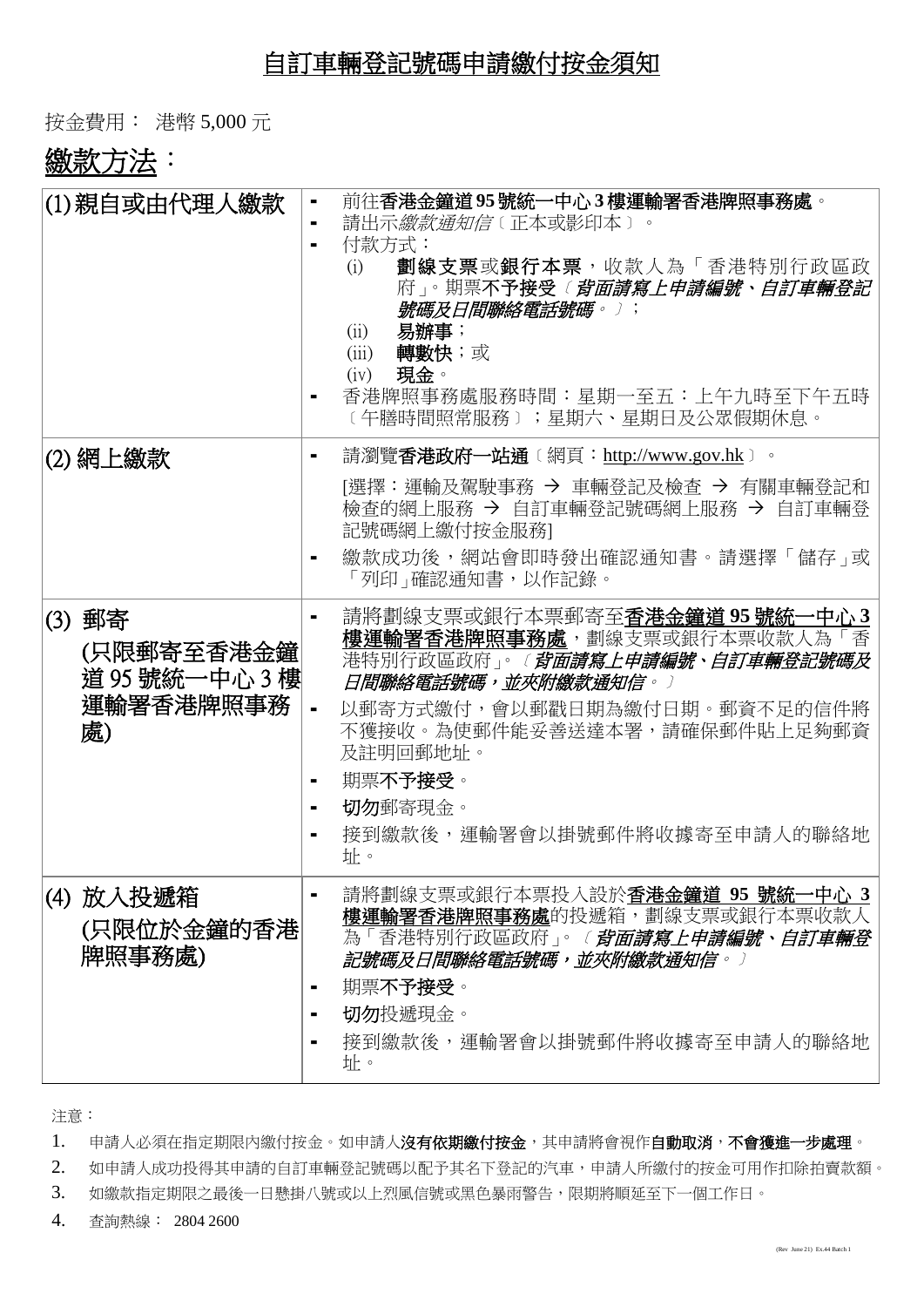# 自訂車輛登記號碼申請繳付按金須知

按金費用： 港幣 5,000 元

## 繳款方法：

| (1) 親自或由代理人繳款 | ▪ 前往**香港金鐘道 95 號統一中心 3 樓運輸署香港牌照事務處**。<br>▪ 請出示*繳款通知信*〔正本或影印本〕。<br>▪ 付款方式：<br>(i) **劃線支票**或**銀行本票**，收款人為「香港特別行政區政府」。期票**不予接受***〔背面請寫上申請編號、自訂車輛登記號碼及日間聯絡電話號碼。〕*；<br>(ii) **易辦事**；<br>(iii) **轉數快**；或<br>(iv) **現金**。<br>▪ 香港牌照事務處服務時間：星期一至五：上午九時至下午五時〔午膳時間照常服務〕；星期六、星期日及公眾假期休息。 |
|---|---|
| (2) 網上繳款 | ▪ 請瀏覽**香港政府一站通**〔網頁：http://www.gov.hk〕。<br>[選擇：運輸及駕駛事務 → 車輛登記及檢查 → 有關車輛登記和檢查的網上服務 → 自訂車輛登記號碼網上服務 → 自訂車輛登記號碼網上繳付按金服務]<br>▪ 繳款成功後，網站會即時發出確認通知書。請選擇「儲存」或「列印」確認通知書，以作記錄。 |
| (3) 郵寄<br>(只限郵寄至香港金鐘道 95 號統一中心 3 樓運輸署香港牌照事務處) | ▪ 請將劃線支票或銀行本票郵寄至**香港金鐘道 95 號統一中心 3 樓運輸署香港牌照事務處**，劃線支票或銀行本票收款人為「香港特別行政區政府」。*〔背面請寫上申請編號、自訂車輛登記號碼及日間聯絡電話號碼，並夾附繳款通知信。〕*<br>▪ 以郵寄方式繳付，會以郵戳日期為繳付日期。郵資不足的信件將不獲接收。為使郵件能妥善送達本署，請確保郵件貼上足夠郵資及註明回郵地址。<br>▪ 期票**不予接受**。<br>▪ **切勿**郵寄現金。<br>▪ 接到繳款後，運輸署會以掛號郵件將收據寄至申請人的聯絡地址。 |
| (4) 放入投遞箱<br>(只限位於金鐘的香港牌照事務處) | ▪ 請將劃線支票或銀行本票投入設於**香港金鐘道 95 號統一中心 3 樓運輸署香港牌照事務處**的投遞箱，劃線支票或銀行本票收款人為「香港特別行政區政府」。*〔背面請寫上申請編號、自訂車輛登記號碼及日間聯絡電話號碼，並夾附繳款通知信。〕*<br>▪ 期票**不予接受**。<br>▪ **切勿**投遞現金。<br>▪ 接到繳款後，運輸署會以掛號郵件將收據寄至申請人的聯絡地址。 |

注意：

1. 申請人必須在指定期限內繳付按金。如申請人**沒有依期繳付按金**，其申請將會視作**自動取消**，**不會獲進一步處理**。
2. 如申請人成功投得其申請的自訂車輛登記號碼以配予其名下登記的汽車，申請人所繳付的按金可用作扣除拍賣款額。
3. 如繳款指定期限之最後一日懸掛八號或以上烈風信號或黑色暴雨警告，限期將順延至下一個工作日。
4. 查詢熱線： 2804 2600

(Rev June 21) Ex.44 Batch 1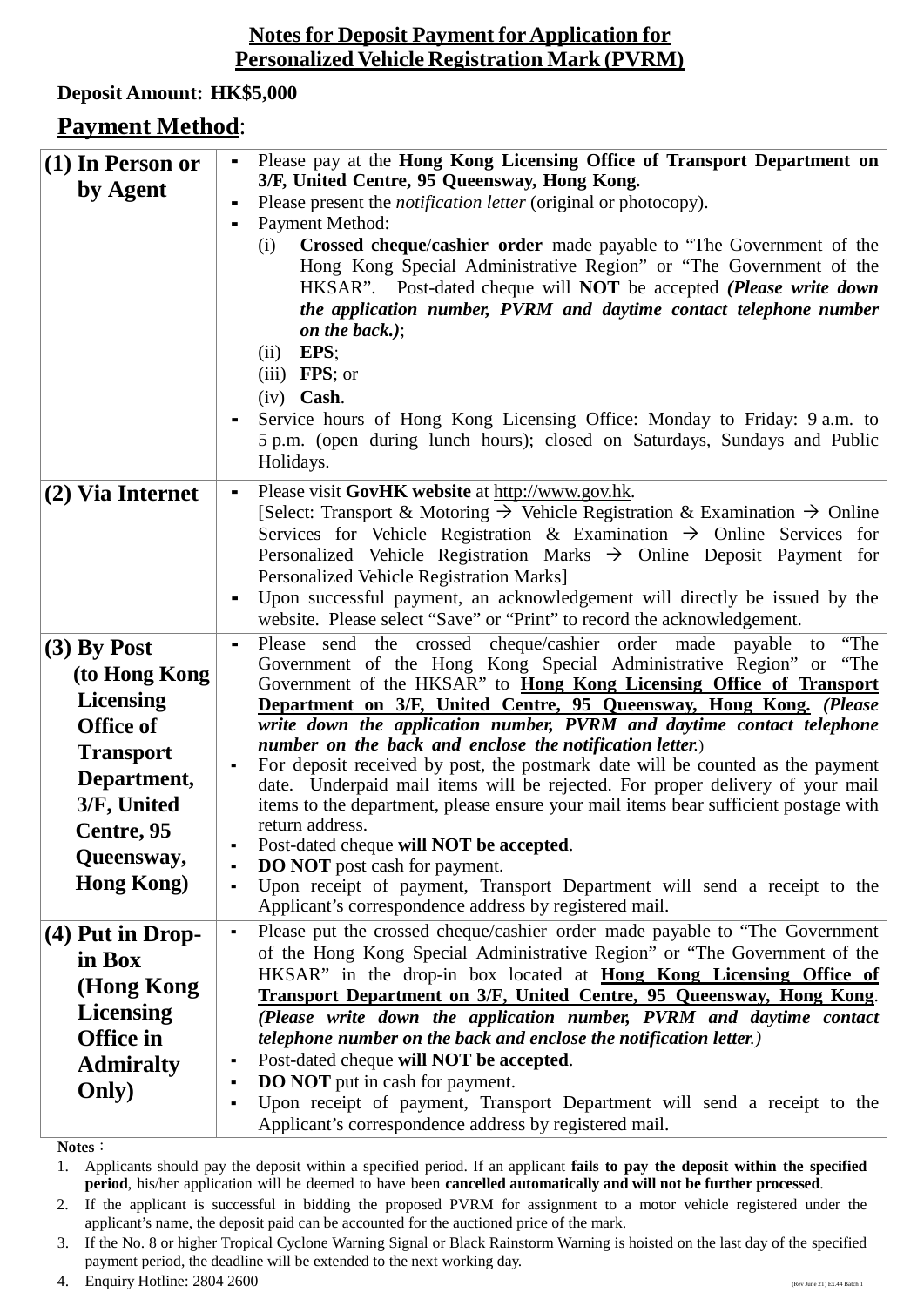# Notes for Deposit Payment for Application for Personalized Vehicle Registration Mark (PVRM)

**Deposit Amount: HK$5,000**

## Payment Method:

| | |
|---|---|
| **(1) In Person or by Agent** | - Please pay at the **Hong Kong Licensing Office of Transport Department on 3/F, United Centre, 95 Queensway, Hong Kong.**<br>- Please present the *notification letter* (original or photocopy).<br>- Payment Method:<br>(i) **Crossed cheque/cashier order** made payable to "The Government of the Hong Kong Special Administrative Region" or "The Government of the HKSAR". Post-dated cheque will **NOT** be accepted ***(Please write down the application number, PVRM and daytime contact telephone number on the back.)***;<br>(ii) **EPS**;<br>(iii) **FPS**; or<br>(iv) **Cash**.<br>- Service hours of Hong Kong Licensing Office: Monday to Friday: 9 a.m. to 5 p.m. (open during lunch hours); closed on Saturdays, Sundays and Public Holidays. |
| **(2) Via Internet** | - Please visit **GovHK website** at http://www.gov.hk.<br>[Select: Transport & Motoring → Vehicle Registration & Examination → Online Services for Vehicle Registration & Examination → Online Services for Personalized Vehicle Registration Marks → Online Deposit Payment for Personalized Vehicle Registration Marks]<br>- Upon successful payment, an acknowledgement will directly be issued by the website. Please select "Save" or "Print" to record the acknowledgement. |
| **(3) By Post (to Hong Kong Licensing Office of Transport Department, 3/F, United Centre, 95 Queensway, Hong Kong)** | - Please send the crossed cheque/cashier order made payable to "The Government of the Hong Kong Special Administrative Region" or "The Government of the HKSAR" to **<u>Hong Kong Licensing Office of Transport Department on 3/F, United Centre, 95 Queensway, Hong Kong.</u>** ***(Please write down the application number, PVRM and daytime contact telephone number on the back and enclose the notification letter.)***<br>- For deposit received by post, the postmark date will be counted as the payment date. Underpaid mail items will be rejected. For proper delivery of your mail items to the department, please ensure your mail items bear sufficient postage with return address.<br>- Post-dated cheque **will NOT be accepted**.<br>- **DO NOT** post cash for payment.<br>- Upon receipt of payment, Transport Department will send a receipt to the Applicant's correspondence address by registered mail. |
| **(4) Put in Drop-in Box (Hong Kong Licensing Office in Admiralty Only)** | - Please put the crossed cheque/cashier order made payable to "The Government of the Hong Kong Special Administrative Region" or "The Government of the HKSAR" in the drop-in box located at **<u>Hong Kong Licensing Office of Transport Department on 3/F, United Centre, 95 Queensway, Hong Kong</u>**. ***(Please write down the application number, PVRM and daytime contact telephone number on the back and enclose the notification letter.)***<br>- Post-dated cheque **will NOT be accepted**.<br>- **DO NOT** put in cash for payment.<br>- Upon receipt of payment, Transport Department will send a receipt to the Applicant's correspondence address by registered mail. |

**Notes**：

1. Applicants should pay the deposit within a specified period. If an applicant **fails to pay the deposit within the specified period**, his/her application will be deemed to have been **cancelled automatically and will not be further processed**.
2. If the applicant is successful in bidding the proposed PVRM for assignment to a motor vehicle registered under the applicant's name, the deposit paid can be accounted for the auctioned price of the mark.
3. If the No. 8 or higher Tropical Cyclone Warning Signal or Black Rainstorm Warning is hoisted on the last day of the specified payment period, the deadline will be extended to the next working day.
4. Enquiry Hotline: 2804 2600

(Rev June 21) Ex.44 Batch 1